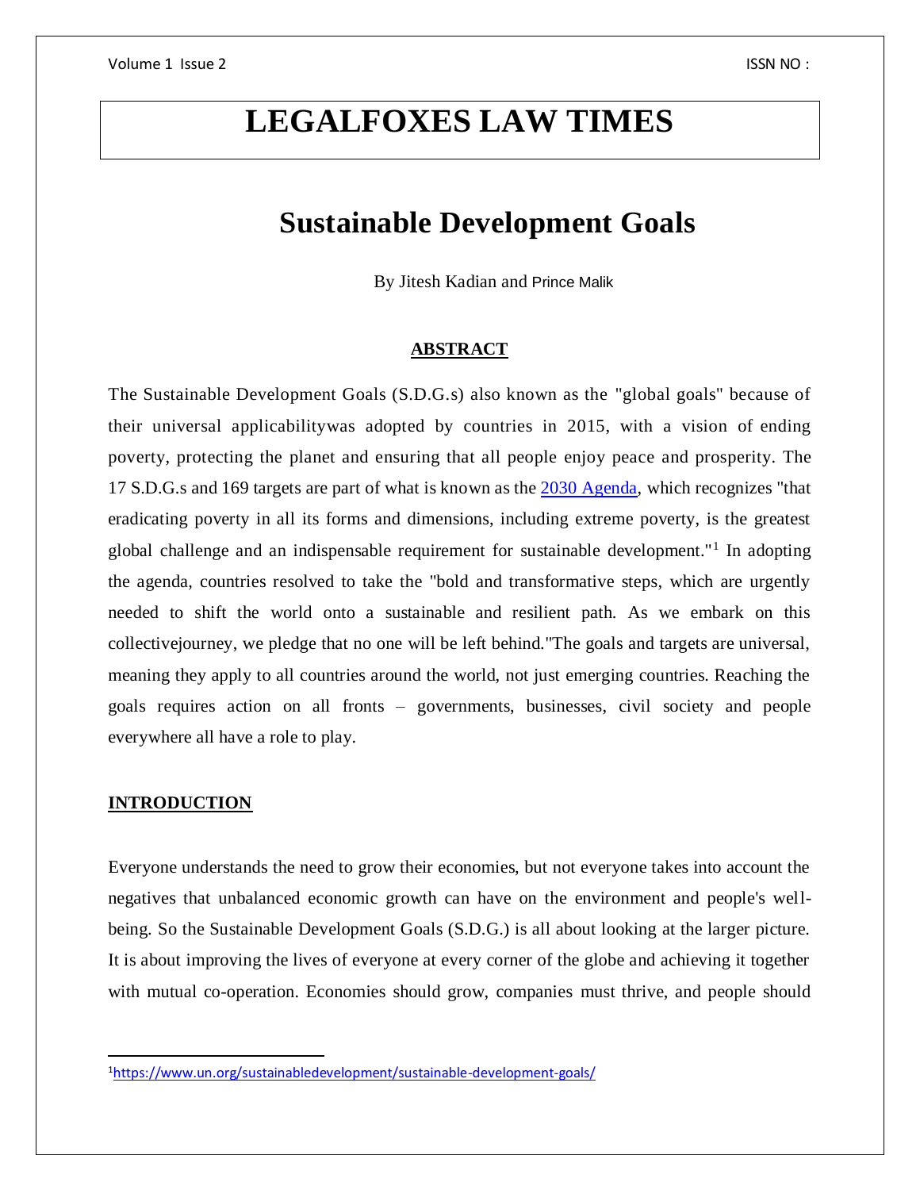# LEGALFOXES LAW TIMES

## Sustainable Development Goals

By Jitesh Kadian and Prince Malik

**ABSTRACT**

The Sustainable Development Goals (S.D.G.s) also known as the "global goals" because of their universal applicabilitywas adopted by countries in 2015, with a vision of ending poverty, protecting the planet and ensuring that all people enjoy peace and prosperity. The 17 S.D.G.s and 169 targets are part of what is known as the 2030 Agenda, which recognizes "that eradicating poverty in all its forms and dimensions, including extreme poverty, is the greatest global challenge and an indispensable requirement for sustainable development."[1] In adopting the agenda, countries resolved to take the "bold and transformative steps, which are urgently needed to shift the world onto a sustainable and resilient path. As we embark on this collectivejourney, we pledge that no one will be left behind."The goals and targets are universal, meaning they apply to all countries around the world, not just emerging countries. Reaching the goals requires action on all fronts – governments, businesses, civil society and people everywhere all have a role to play.

**INTRODUCTION**

Everyone understands the need to grow their economies, but not everyone takes into account the negatives that unbalanced economic growth can have on the environment and people's well-being. So the Sustainable Development Goals (S.D.G.) is all about looking at the larger picture. It is about improving the lives of everyone at every corner of the globe and achieving it together with mutual co-operation. Economies should grow, companies must thrive, and people should

[1] https://www.un.org/sustainabledevelopment/sustainable-development-goals/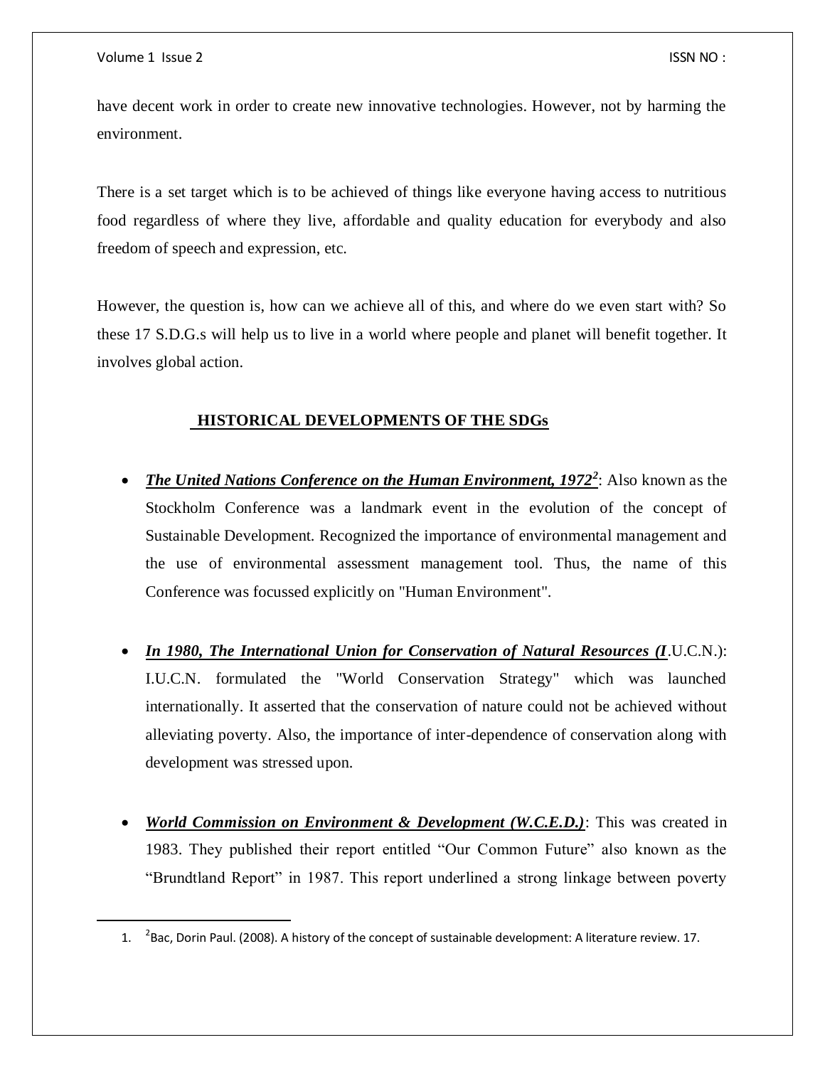have decent work in order to create new innovative technologies. However, not by harming the environment.

There is a set target which is to be achieved of things like everyone having access to nutritious food regardless of where they live, affordable and quality education for everybody and also freedom of speech and expression, etc.

However, the question is, how can we achieve all of this, and where do we even start with? So these 17 S.D.G.s will help us to live in a world where people and planet will benefit together. It involves global action.

## HISTORICAL DEVELOPMENTS OF THE SDGs

- ***The United Nations Conference on the Human Environment, 1972[2]***: Also known as the Stockholm Conference was a landmark event in the evolution of the concept of Sustainable Development. Recognized the importance of environmental management and the use of environmental assessment management tool. Thus, the name of this Conference was focussed explicitly on "Human Environment".

- ***In 1980, The International Union for Conservation of Natural Resources (I***.U.C.N.): I.U.C.N. formulated the "World Conservation Strategy" which was launched internationally. It asserted that the conservation of nature could not be achieved without alleviating poverty. Also, the importance of inter-dependence of conservation along with development was stressed upon.

- ***World Commission on Environment & Development (W.C.E.D.)***: This was created in 1983. They published their report entitled "Our Common Future" also known as the "Brundtland Report" in 1987. This report underlined a strong linkage between poverty

1. [2]Bac, Dorin Paul. (2008). A history of the concept of sustainable development: A literature review. 17.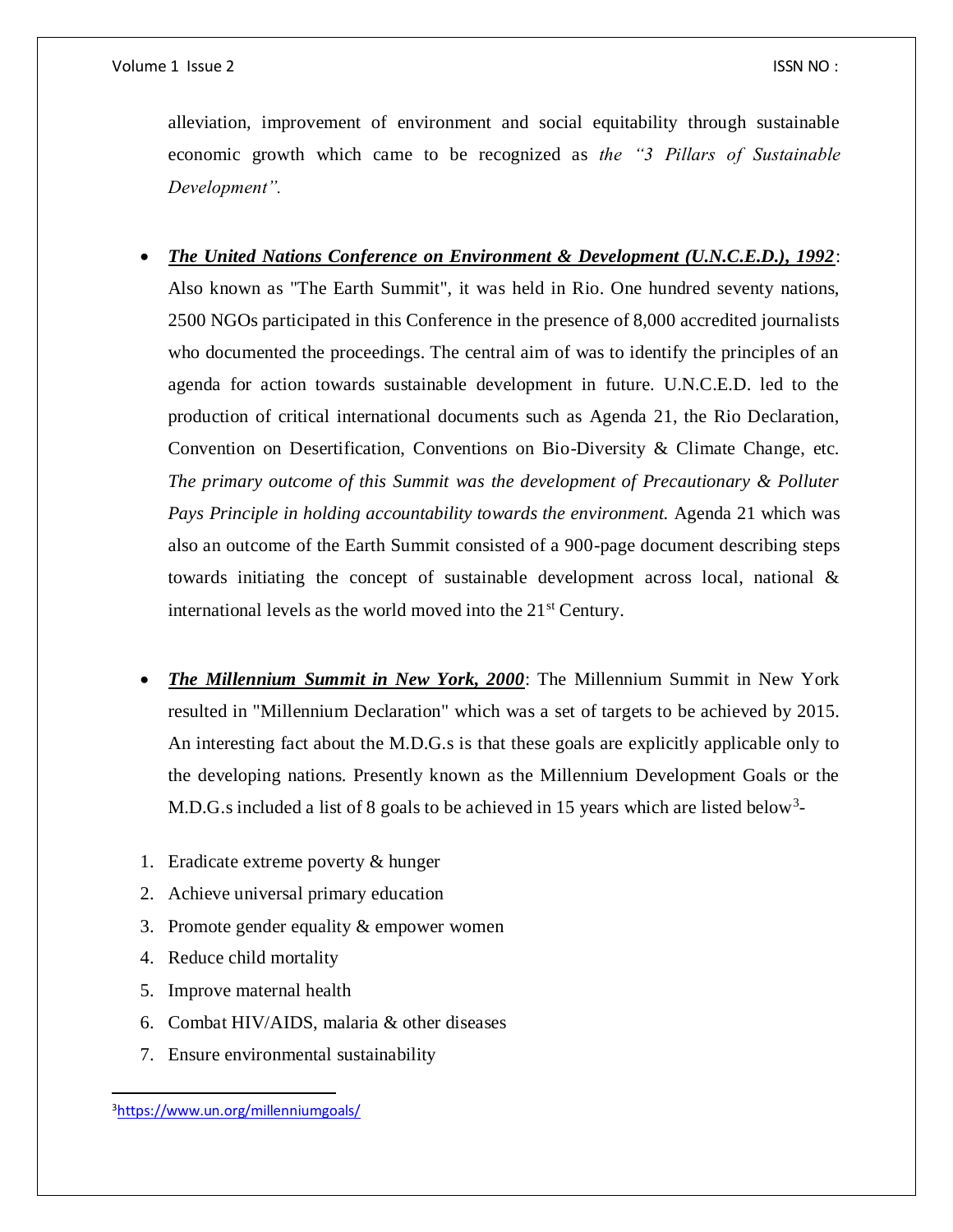alleviation, improvement of environment and social equitability through sustainable economic growth which came to be recognized as *the "3 Pillars of Sustainable Development".*

- ***The United Nations Conference on Environment & Development (U.N.C.E.D.), 1992***: Also known as "The Earth Summit", it was held in Rio. One hundred seventy nations, 2500 NGOs participated in this Conference in the presence of 8,000 accredited journalists who documented the proceedings. The central aim of was to identify the principles of an agenda for action towards sustainable development in future. U.N.C.E.D. led to the production of critical international documents such as Agenda 21, the Rio Declaration, Convention on Desertification, Conventions on Bio-Diversity & Climate Change, etc. *The primary outcome of this Summit was the development of Precautionary & Polluter Pays Principle in holding accountability towards the environment.* Agenda 21 which was also an outcome of the Earth Summit consisted of a 900-page document describing steps towards initiating the concept of sustainable development across local, national & international levels as the world moved into the 21st Century.

- ***The Millennium Summit in New York, 2000***: The Millennium Summit in New York resulted in "Millennium Declaration" which was a set of targets to be achieved by 2015. An interesting fact about the M.D.G.s is that these goals are explicitly applicable only to the developing nations. Presently known as the Millennium Development Goals or the M.D.G.s included a list of 8 goals to be achieved in 15 years which are listed below[3]-

1. Eradicate extreme poverty & hunger
2. Achieve universal primary education
3. Promote gender equality & empower women
4. Reduce child mortality
5. Improve maternal health
6. Combat HIV/AIDS, malaria & other diseases
7. Ensure environmental sustainability

[3] https://www.un.org/millenniumgoals/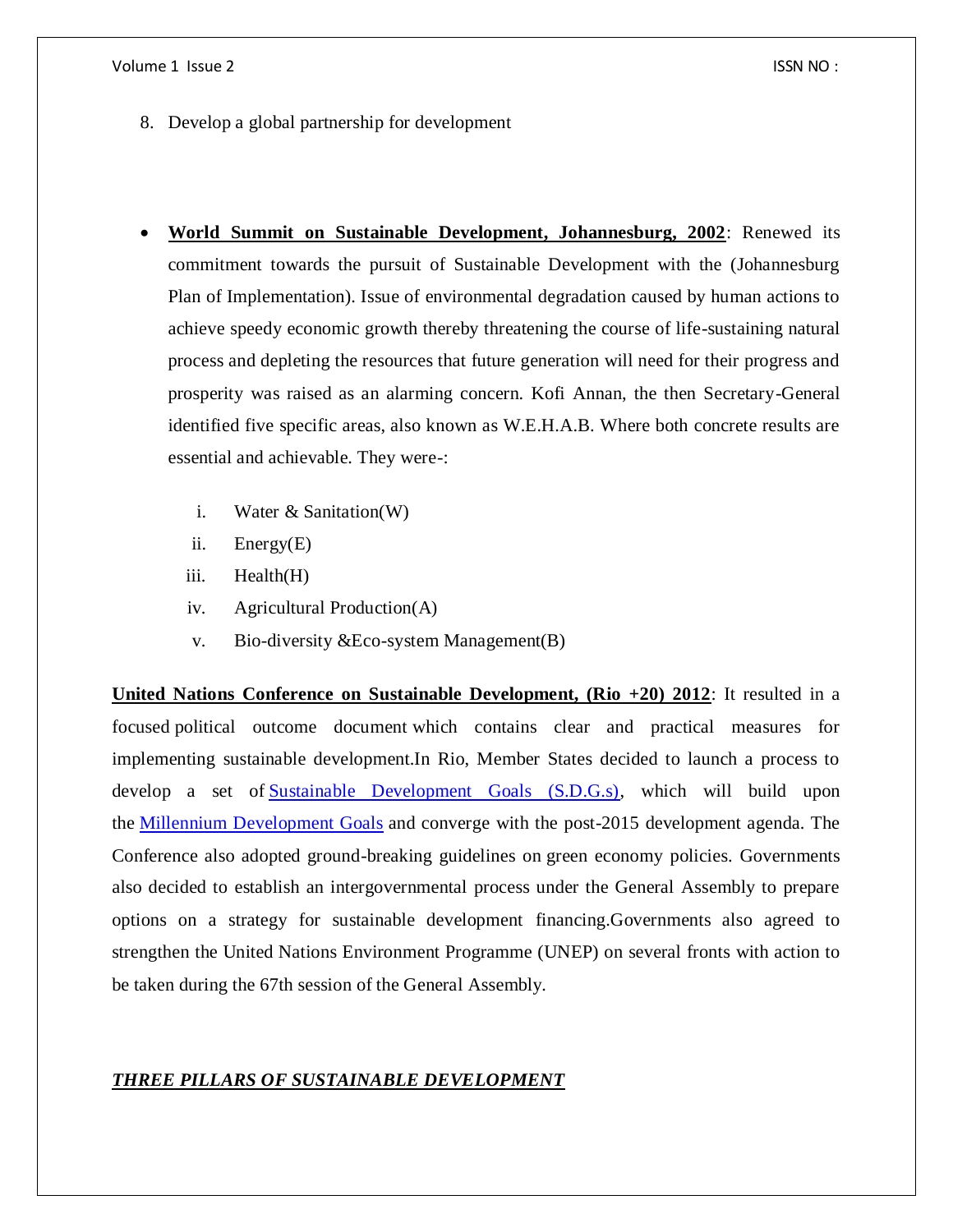8. Develop a global partnership for development

- **World Summit on Sustainable Development, Johannesburg, 2002**: Renewed its commitment towards the pursuit of Sustainable Development with the (Johannesburg Plan of Implementation). Issue of environmental degradation caused by human actions to achieve speedy economic growth thereby threatening the course of life-sustaining natural process and depleting the resources that future generation will need for their progress and prosperity was raised as an alarming concern. Kofi Annan, the then Secretary-General identified five specific areas, also known as W.E.H.A.B. Where both concrete results are essential and achievable. They were-:

    i. Water & Sanitation(W)
    ii. Energy(E)
    iii. Health(H)
    iv. Agricultural Production(A)
    v. Bio-diversity &Eco-system Management(B)

**United Nations Conference on Sustainable Development, (Rio +20) 2012**: It resulted in a focused political outcome document which contains clear and practical measures for implementing sustainable development.In Rio, Member States decided to launch a process to develop a set of Sustainable Development Goals (S.D.G.s), which will build upon the Millennium Development Goals and converge with the post-2015 development agenda. The Conference also adopted ground-breaking guidelines on green economy policies. Governments also decided to establish an intergovernmental process under the General Assembly to prepare options on a strategy for sustainable development financing.Governments also agreed to strengthen the United Nations Environment Programme (UNEP) on several fronts with action to be taken during the 67th session of the General Assembly.

## ***THREE PILLARS OF SUSTAINABLE DEVELOPMENT***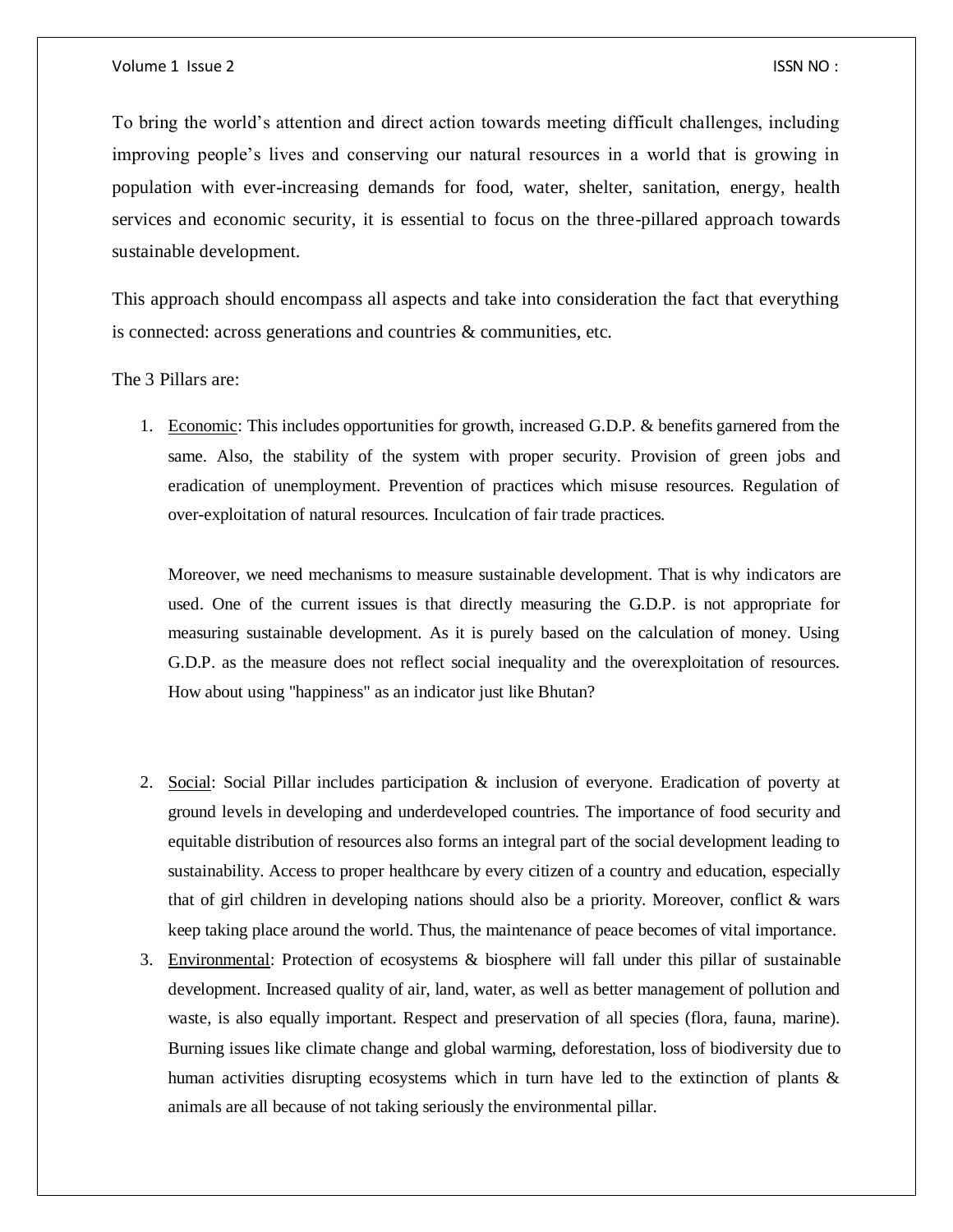To bring the world's attention and direct action towards meeting difficult challenges, including improving people's lives and conserving our natural resources in a world that is growing in population with ever-increasing demands for food, water, shelter, sanitation, energy, health services and economic security, it is essential to focus on the three-pillared approach towards sustainable development.

This approach should encompass all aspects and take into consideration the fact that everything is connected: across generations and countries & communities, etc.

The 3 Pillars are:

1. Economic: This includes opportunities for growth, increased G.D.P. & benefits garnered from the same. Also, the stability of the system with proper security. Provision of green jobs and eradication of unemployment. Prevention of practices which misuse resources. Regulation of over-exploitation of natural resources. Inculcation of fair trade practices.

   Moreover, we need mechanisms to measure sustainable development. That is why indicators are used. One of the current issues is that directly measuring the G.D.P. is not appropriate for measuring sustainable development. As it is purely based on the calculation of money. Using G.D.P. as the measure does not reflect social inequality and the overexploitation of resources. How about using "happiness" as an indicator just like Bhutan?

2. Social: Social Pillar includes participation & inclusion of everyone. Eradication of poverty at ground levels in developing and underdeveloped countries. The importance of food security and equitable distribution of resources also forms an integral part of the social development leading to sustainability. Access to proper healthcare by every citizen of a country and education, especially that of girl children in developing nations should also be a priority. Moreover, conflict & wars keep taking place around the world. Thus, the maintenance of peace becomes of vital importance.
3. Environmental: Protection of ecosystems & biosphere will fall under this pillar of sustainable development. Increased quality of air, land, water, as well as better management of pollution and waste, is also equally important. Respect and preservation of all species (flora, fauna, marine). Burning issues like climate change and global warming, deforestation, loss of biodiversity due to human activities disrupting ecosystems which in turn have led to the extinction of plants & animals are all because of not taking seriously the environmental pillar.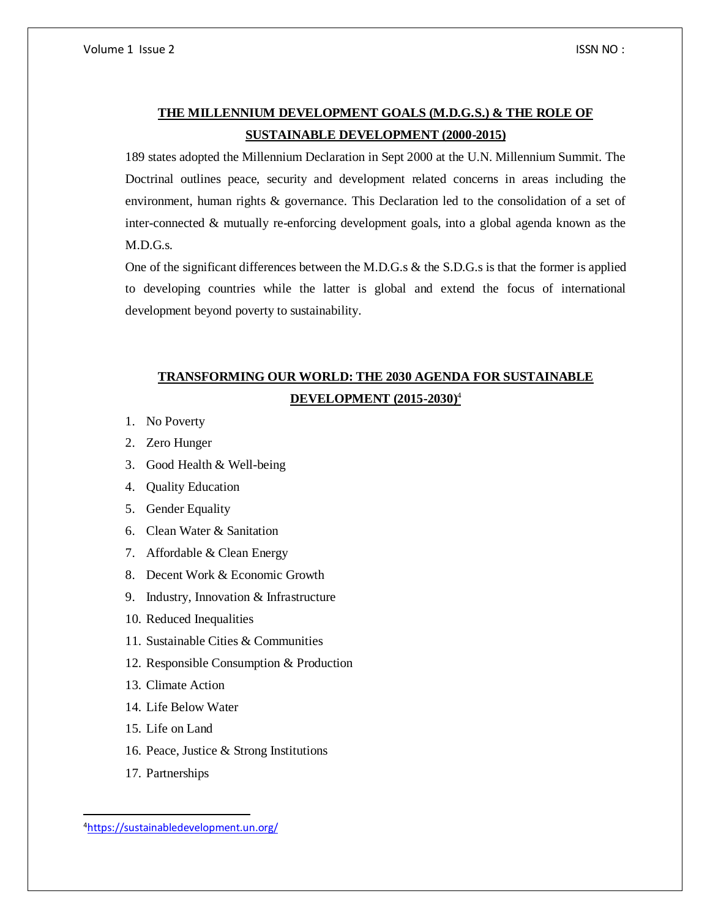## THE MILLENNIUM DEVELOPMENT GOALS (M.D.G.S.) & THE ROLE OF SUSTAINABLE DEVELOPMENT (2000-2015)

189 states adopted the Millennium Declaration in Sept 2000 at the U.N. Millennium Summit. The Doctrinal outlines peace, security and development related concerns in areas including the environment, human rights & governance. This Declaration led to the consolidation of a set of inter-connected & mutually re-enforcing development goals, into a global agenda known as the M.D.G.s.

One of the significant differences between the M.D.G.s & the S.D.G.s is that the former is applied to developing countries while the latter is global and extend the focus of international development beyond poverty to sustainability.

## TRANSFORMING OUR WORLD: THE 2030 AGENDA FOR SUSTAINABLE DEVELOPMENT (2015-2030)[4]

1. No Poverty
2. Zero Hunger
3. Good Health & Well-being
4. Quality Education
5. Gender Equality
6. Clean Water & Sanitation
7. Affordable & Clean Energy
8. Decent Work & Economic Growth
9. Industry, Innovation & Infrastructure
10. Reduced Inequalities
11. Sustainable Cities & Communities
12. Responsible Consumption & Production
13. Climate Action
14. Life Below Water
15. Life on Land
16. Peace, Justice & Strong Institutions
17. Partnerships

---

[4] https://sustainabledevelopment.un.org/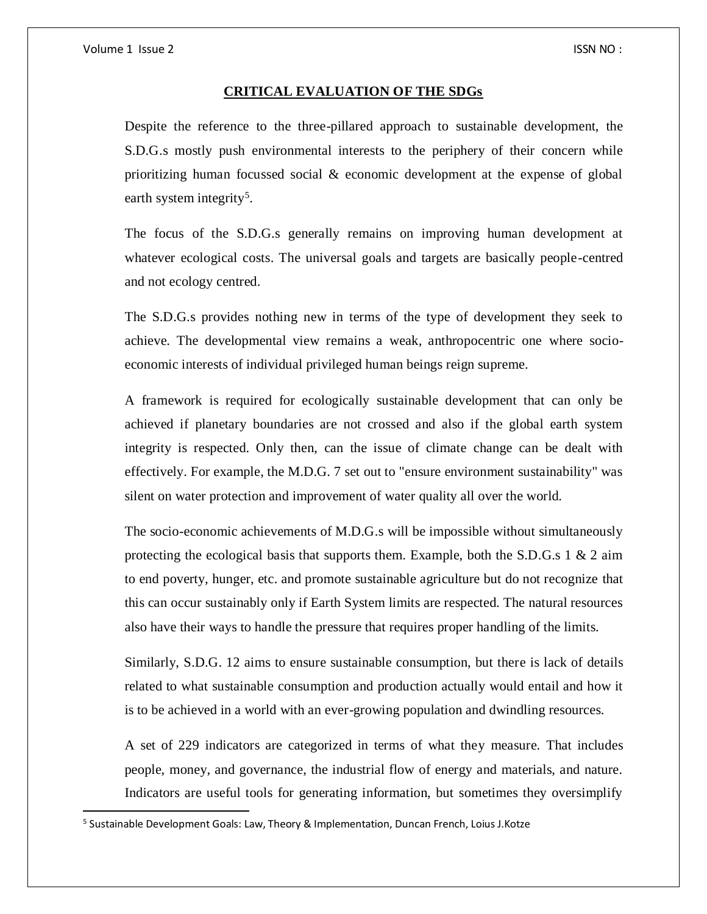## CRITICAL EVALUATION OF THE SDGs

Despite the reference to the three-pillared approach to sustainable development, the S.D.G.s mostly push environmental interests to the periphery of their concern while prioritizing human focussed social & economic development at the expense of global earth system integrity[5].

The focus of the S.D.G.s generally remains on improving human development at whatever ecological costs. The universal goals and targets are basically people-centred and not ecology centred.

The S.D.G.s provides nothing new in terms of the type of development they seek to achieve. The developmental view remains a weak, anthropocentric one where socio-economic interests of individual privileged human beings reign supreme.

A framework is required for ecologically sustainable development that can only be achieved if planetary boundaries are not crossed and also if the global earth system integrity is respected. Only then, can the issue of climate change can be dealt with effectively. For example, the M.D.G. 7 set out to "ensure environment sustainability" was silent on water protection and improvement of water quality all over the world.

The socio-economic achievements of M.D.G.s will be impossible without simultaneously protecting the ecological basis that supports them. Example, both the S.D.G.s 1 & 2 aim to end poverty, hunger, etc. and promote sustainable agriculture but do not recognize that this can occur sustainably only if Earth System limits are respected. The natural resources also have their ways to handle the pressure that requires proper handling of the limits.

Similarly, S.D.G. 12 aims to ensure sustainable consumption, but there is lack of details related to what sustainable consumption and production actually would entail and how it is to be achieved in a world with an ever-growing population and dwindling resources.

A set of 229 indicators are categorized in terms of what they measure. That includes people, money, and governance, the industrial flow of energy and materials, and nature. Indicators are useful tools for generating information, but sometimes they oversimplify

[5] Sustainable Development Goals: Law, Theory & Implementation, Duncan French, Loius J.Kotze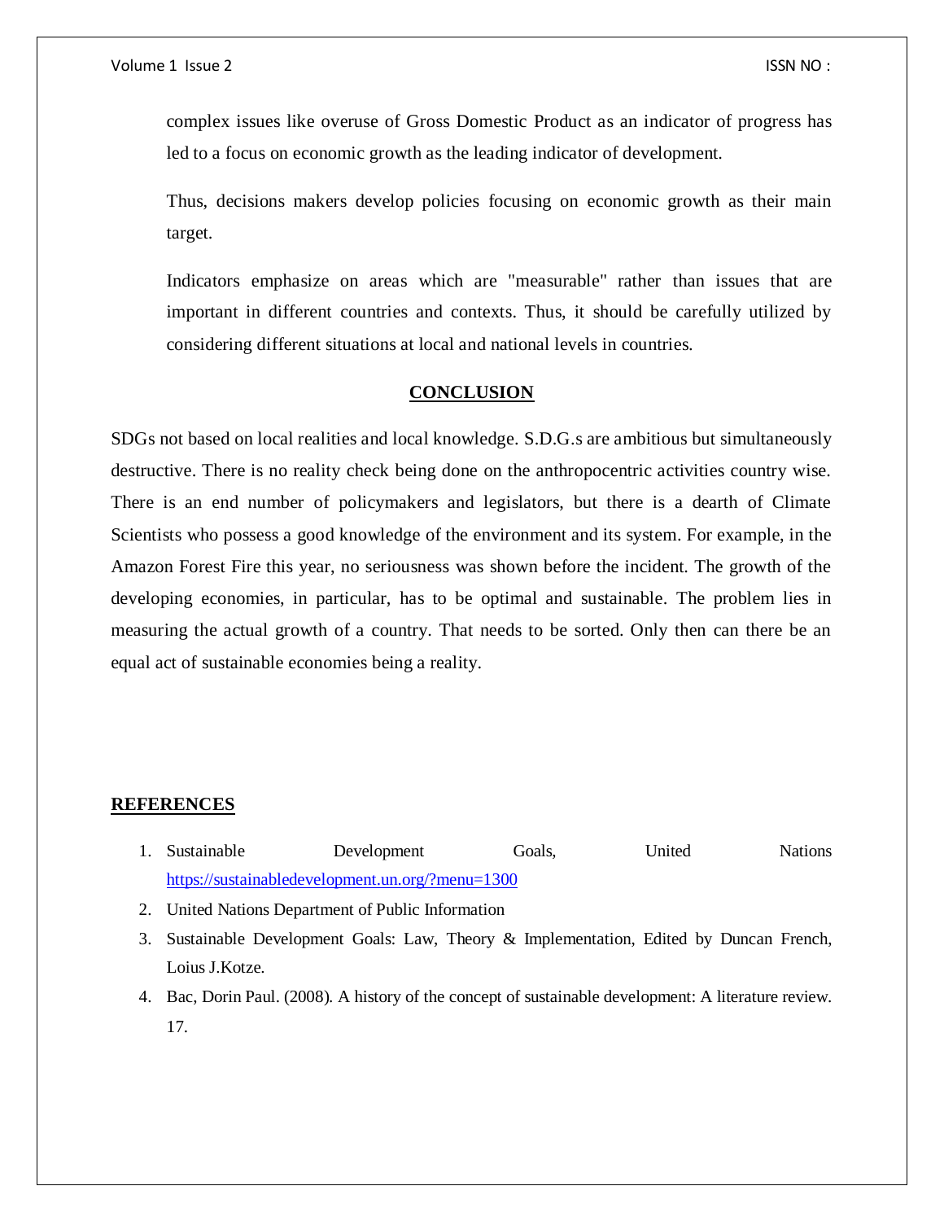complex issues like overuse of Gross Domestic Product as an indicator of progress has led to a focus on economic growth as the leading indicator of development.

Thus, decisions makers develop policies focusing on economic growth as their main target.

Indicators emphasize on areas which are "measurable" rather than issues that are important in different countries and contexts. Thus, it should be carefully utilized by considering different situations at local and national levels in countries.

## CONCLUSION

SDGs not based on local realities and local knowledge. S.D.G.s are ambitious but simultaneously destructive. There is no reality check being done on the anthropocentric activities country wise. There is an end number of policymakers and legislators, but there is a dearth of Climate Scientists who possess a good knowledge of the environment and its system. For example, in the Amazon Forest Fire this year, no seriousness was shown before the incident. The growth of the developing economies, in particular, has to be optimal and sustainable. The problem lies in measuring the actual growth of a country. That needs to be sorted. Only then can there be an equal act of sustainable economies being a reality.

## REFERENCES

1. Sustainable Development Goals, United Nations https://sustainabledevelopment.un.org/?menu=1300
2. United Nations Department of Public Information
3. Sustainable Development Goals: Law, Theory & Implementation, Edited by Duncan French, Loius J.Kotze.
4. Bac, Dorin Paul. (2008). A history of the concept of sustainable development: A literature review. 17.